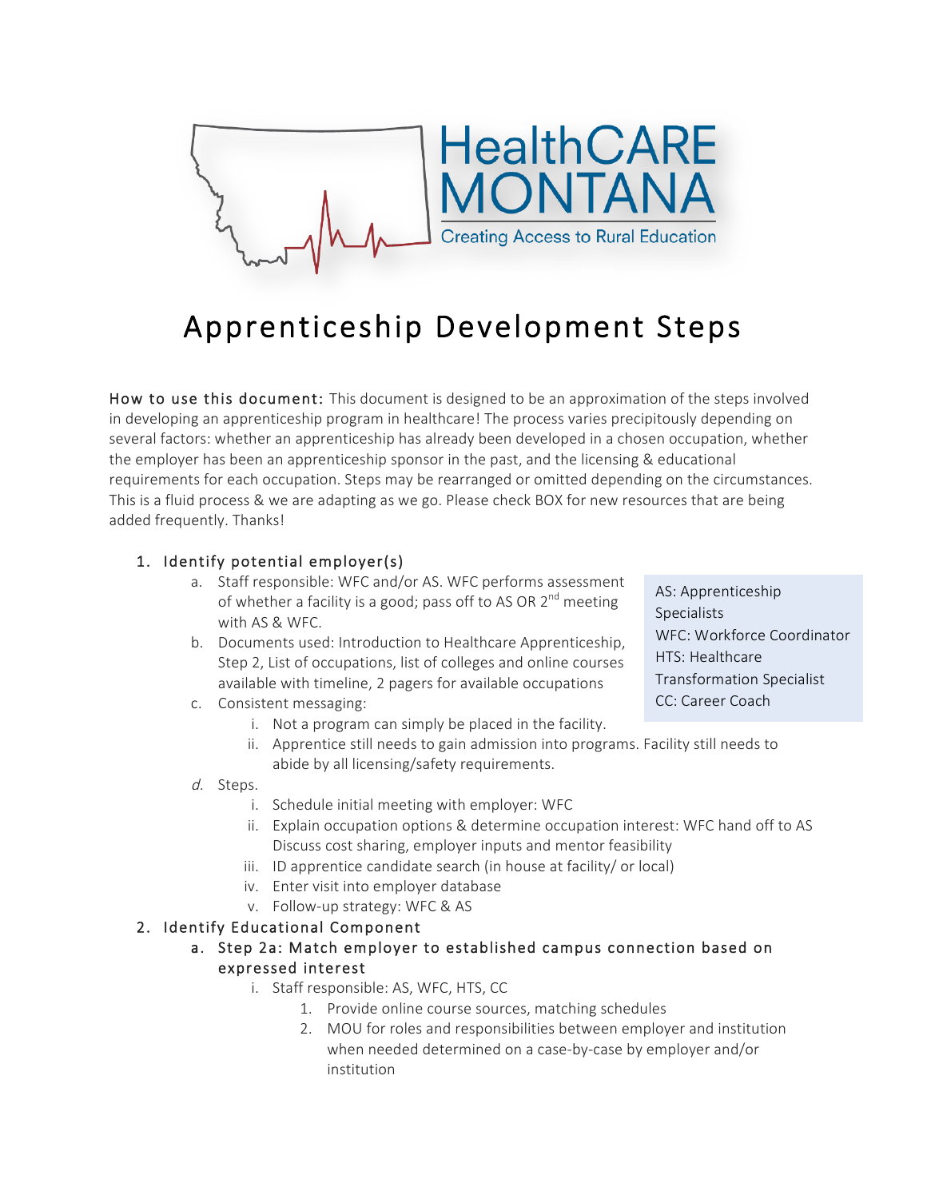HealthCARE MONTANA

Creating Access to Rural Education

# Apprenticeship Development Steps

How to use this document: This document is designed to be an approximation of the steps involved in developing an apprenticeship program in healthcare! The process varies precipitously depending on several factors: whether an apprenticeship has already been developed in a chosen occupation, whether the employer has been an apprenticeship sponsor in the past, and the licensing & educational requirements for each occupation. Steps may be rearranged or omitted depending on the circumstances. This is a fluid process & we are adapting as we go. Please check BOX for new resources that are being added frequently. Thanks!

> AS: Apprenticeship Specialists
> WFC: Workforce Coordinator
> HTS: Healthcare Transformation Specialist
> CC: Career Coach

1. Identify potential employer(s)
   a. Staff responsible: WFC and/or AS. WFC performs assessment of whether a facility is a good; pass off to AS OR 2nd meeting with AS & WFC.
   b. Documents used: Introduction to Healthcare Apprenticeship, Step 2, List of occupations, list of colleges and online courses available with timeline, 2 pagers for available occupations
   c. Consistent messaging:
      i. Not a program can simply be placed in the facility.
      ii. Apprentice still needs to gain admission into programs. Facility still needs to abide by all licensing/safety requirements.
   d. Steps.
      i. Schedule initial meeting with employer: WFC
      ii. Explain occupation options & determine occupation interest: WFC hand off to AS Discuss cost sharing, employer inputs and mentor feasibility
      iii. ID apprentice candidate search (in house at facility/ or local)
      iv. Enter visit into employer database
      v. Follow-up strategy: WFC & AS
2. Identify Educational Component
   a. Step 2a: Match employer to established campus connection based on expressed interest
      i. Staff responsible: AS, WFC, HTS, CC
         1. Provide online course sources, matching schedules
         2. MOU for roles and responsibilities between employer and institution when needed determined on a case-by-case by employer and/or institution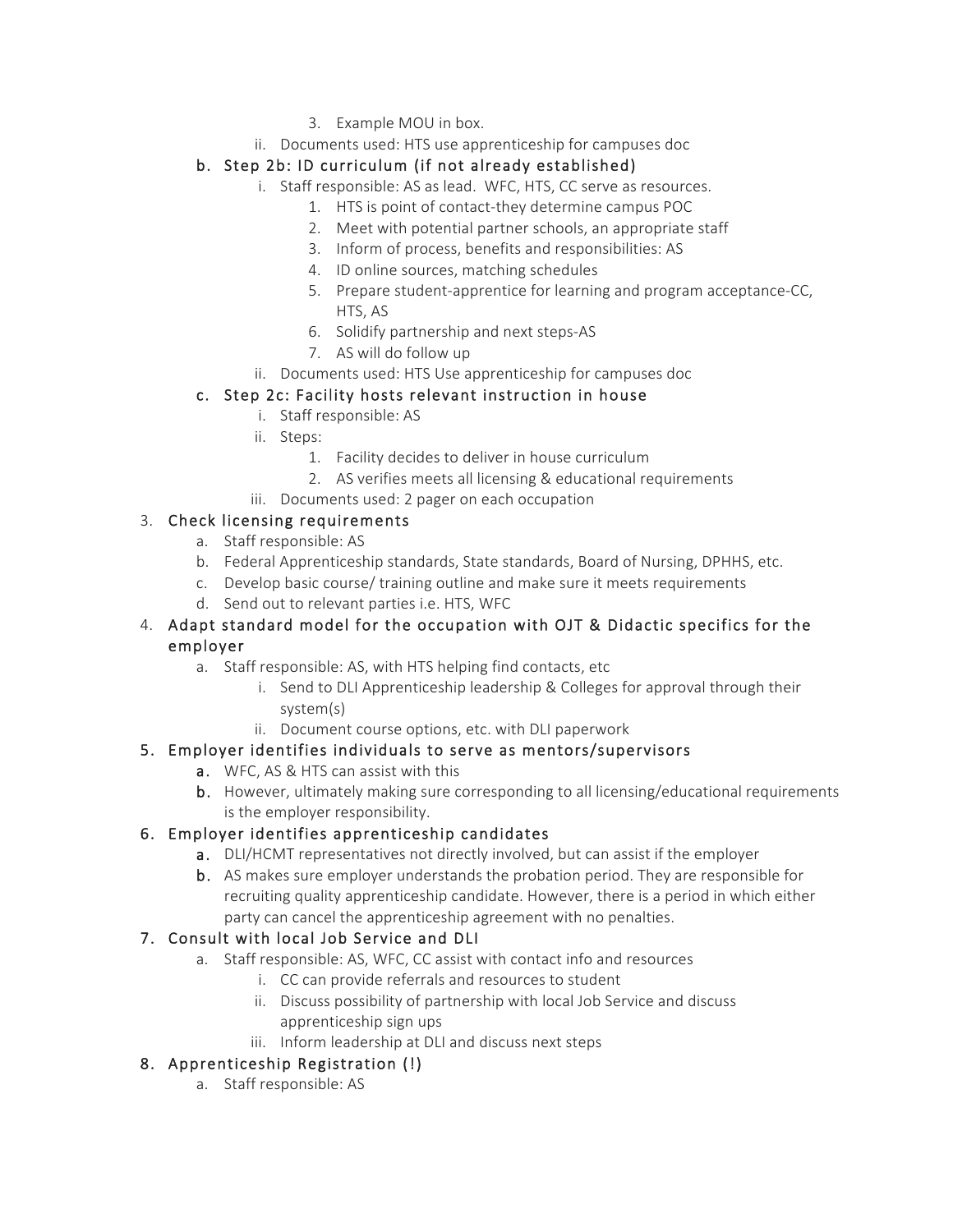3. Example MOU in box.
      ii. Documents used: HTS use apprenticeship for campuses doc

   b. Step 2b: ID curriculum (if not already established)
      i. Staff responsible: AS as lead. WFC, HTS, CC serve as resources.
         1. HTS is point of contact-they determine campus POC
         2. Meet with potential partner schools, an appropriate staff
         3. Inform of process, benefits and responsibilities: AS
         4. ID online sources, matching schedules
         5. Prepare student-apprentice for learning and program acceptance-CC, HTS, AS
         6. Solidify partnership and next steps-AS
         7. AS will do follow up
      ii. Documents used: HTS Use apprenticeship for campuses doc

   c. Step 2c: Facility hosts relevant instruction in house
      i. Staff responsible: AS
      ii. Steps:
         1. Facility decides to deliver in house curriculum
         2. AS verifies meets all licensing & educational requirements
      iii. Documents used: 2 pager on each occupation

3. Check licensing requirements
   a. Staff responsible: AS
   b. Federal Apprenticeship standards, State standards, Board of Nursing, DPHHS, etc.
   c. Develop basic course/ training outline and make sure it meets requirements
   d. Send out to relevant parties i.e. HTS, WFC

4. Adapt standard model for the occupation with OJT & Didactic specifics for the employer
   a. Staff responsible: AS, with HTS helping find contacts, etc
      i. Send to DLI Apprenticeship leadership & Colleges for approval through their system(s)
      ii. Document course options, etc. with DLI paperwork

5. Employer identifies individuals to serve as mentors/supervisors
   a. WFC, AS & HTS can assist with this
   b. However, ultimately making sure corresponding to all licensing/educational requirements is the employer responsibility.

6. Employer identifies apprenticeship candidates
   a. DLI/HCMT representatives not directly involved, but can assist if the employer
   b. AS makes sure employer understands the probation period. They are responsible for recruiting quality apprenticeship candidate. However, there is a period in which either party can cancel the apprenticeship agreement with no penalties.

7. Consult with local Job Service and DLI
   a. Staff responsible: AS, WFC, CC assist with contact info and resources
      i. CC can provide referrals and resources to student
      ii. Discuss possibility of partnership with local Job Service and discuss apprenticeship sign ups
      iii. Inform leadership at DLI and discuss next steps

8. Apprenticeship Registration (!)
   a. Staff responsible: AS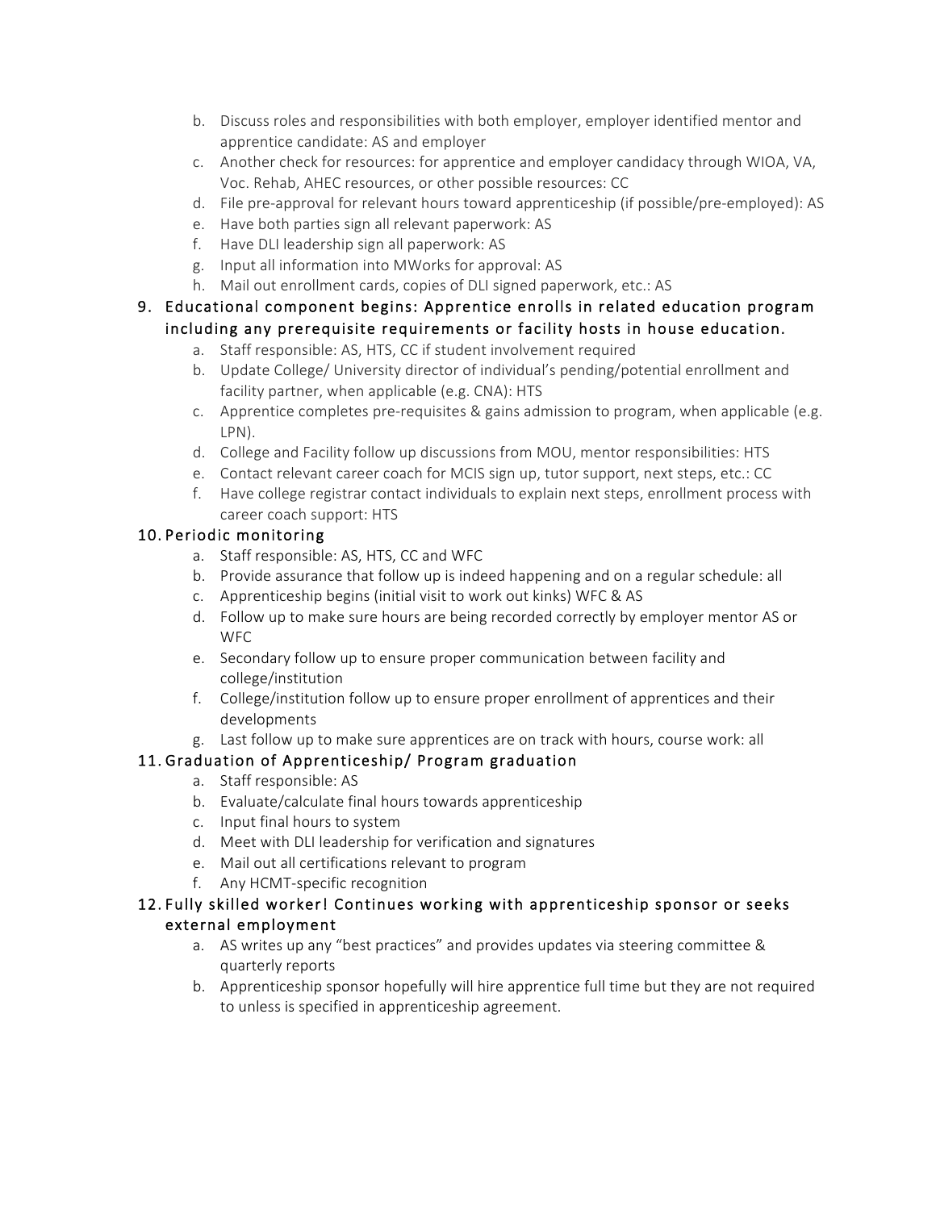b. Discuss roles and responsibilities with both employer, employer identified mentor and apprentice candidate: AS and employer
   c. Another check for resources: for apprentice and employer candidacy through WIOA, VA, Voc. Rehab, AHEC resources, or other possible resources: CC
   d. File pre-approval for relevant hours toward apprenticeship (if possible/pre-employed): AS
   e. Have both parties sign all relevant paperwork: AS
   f. Have DLI leadership sign all paperwork: AS
   g. Input all information into MWorks for approval: AS
   h. Mail out enrollment cards, copies of DLI signed paperwork, etc.: AS

9. **Educational component begins: Apprentice enrolls in related education program including any prerequisite requirements or facility hosts in house education.**
   a. Staff responsible: AS, HTS, CC if student involvement required
   b. Update College/ University director of individual's pending/potential enrollment and facility partner, when applicable (e.g. CNA): HTS
   c. Apprentice completes pre-requisites & gains admission to program, when applicable (e.g. LPN).
   d. College and Facility follow up discussions from MOU, mentor responsibilities: HTS
   e. Contact relevant career coach for MCIS sign up, tutor support, next steps, etc.: CC
   f. Have college registrar contact individuals to explain next steps, enrollment process with career coach support: HTS

10. **Periodic monitoring**
    a. Staff responsible: AS, HTS, CC and WFC
    b. Provide assurance that follow up is indeed happening and on a regular schedule: all
    c. Apprenticeship begins (initial visit to work out kinks) WFC & AS
    d. Follow up to make sure hours are being recorded correctly by employer mentor AS or WFC
    e. Secondary follow up to ensure proper communication between facility and college/institution
    f. College/institution follow up to ensure proper enrollment of apprentices and their developments
    g. Last follow up to make sure apprentices are on track with hours, course work: all

11. **Graduation of Apprenticeship/ Program graduation**
    a. Staff responsible: AS
    b. Evaluate/calculate final hours towards apprenticeship
    c. Input final hours to system
    d. Meet with DLI leadership for verification and signatures
    e. Mail out all certifications relevant to program
    f. Any HCMT-specific recognition

12. **Fully skilled worker! Continues working with apprenticeship sponsor or seeks external employment**
    a. AS writes up any "best practices" and provides updates via steering committee & quarterly reports
    b. Apprenticeship sponsor hopefully will hire apprentice full time but they are not required to unless is specified in apprenticeship agreement.